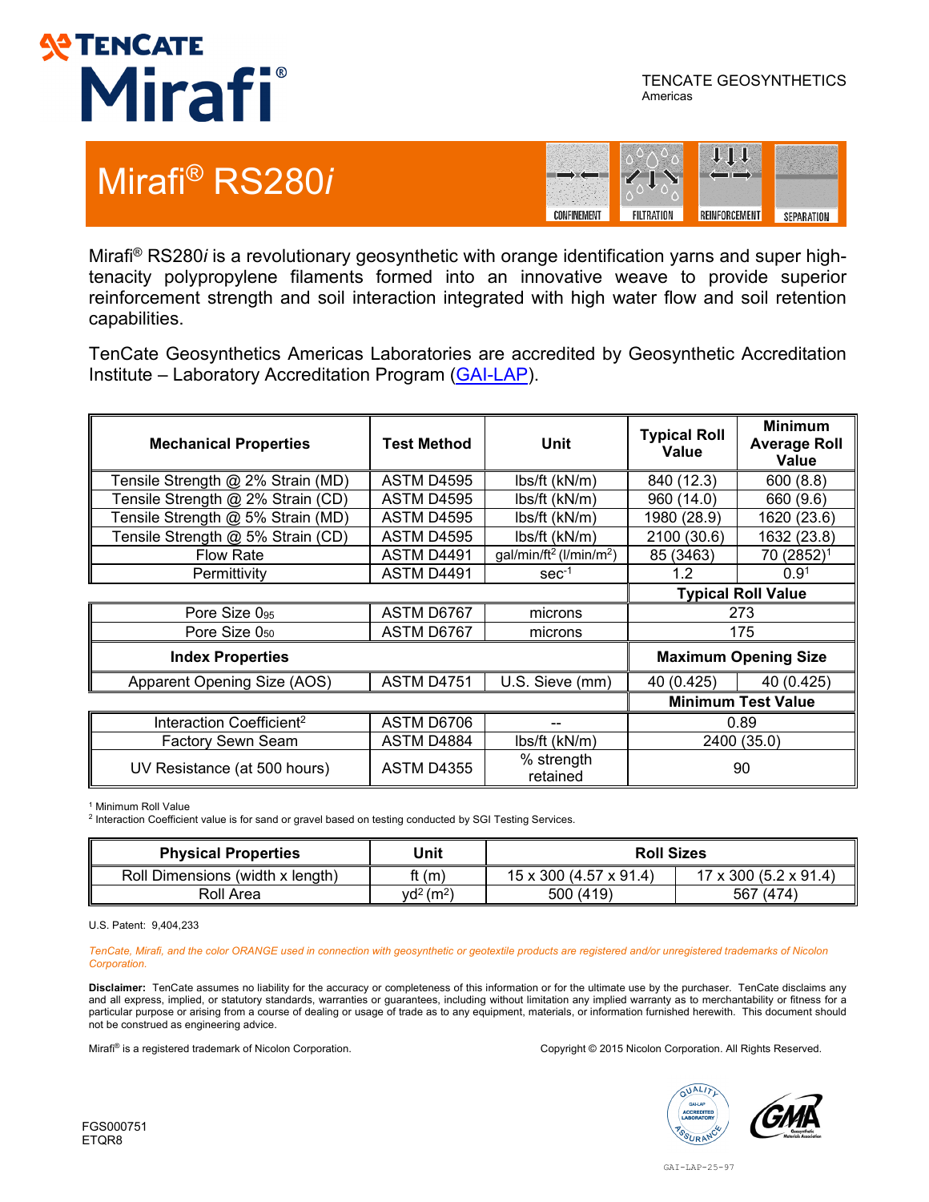TENCATE Mirafi®

TENCATE GEOSYNTHETICS
Americas

# Mirafi® RS280*i*

CONFINEMENT | FILTRATION | REINFORCEMENT | SEPARATION

Mirafi® RS280*i* is a revolutionary geosynthetic with orange identification yarns and super high-tenacity polypropylene filaments formed into an innovative weave to provide superior reinforcement strength and soil interaction integrated with high water flow and soil retention capabilities.

TenCate Geosynthetics Americas Laboratories are accredited by Geosynthetic Accreditation Institute – Laboratory Accreditation Program (GAI-LAP).

| Mechanical Properties | Test Method | Unit | Typical Roll Value | Minimum Average Roll Value |
|---|---|---|---|---|
| Tensile Strength @ 2% Strain (MD) | ASTM D4595 | lbs/ft (kN/m) | 840 (12.3) | 600 (8.8) |
| Tensile Strength @ 2% Strain (CD) | ASTM D4595 | lbs/ft (kN/m) | 960 (14.0) | 660 (9.6) |
| Tensile Strength @ 5% Strain (MD) | ASTM D4595 | lbs/ft (kN/m) | 1980 (28.9) | 1620 (23.6) |
| Tensile Strength @ 5% Strain (CD) | ASTM D4595 | lbs/ft (kN/m) | 2100 (30.6) | 1632 (23.8) |
| Flow Rate | ASTM D4491 | gal/min/ft² (l/min/m²) | 85 (3463) | 70 (2852)[1] |
| Permittivity | ASTM D4491 | $sec^{-1}$ | 1.2 | 0.9[1] |
| | | | **Typical Roll Value** | |
| Pore Size $O_{95}$ | ASTM D6767 | microns | 273 | |
| Pore Size $O_{50}$ | ASTM D6767 | microns | 175 | |
| **Index Properties** | | | **Maximum Opening Size** | |
| Apparent Opening Size (AOS) | ASTM D4751 | U.S. Sieve (mm) | 40 (0.425) | 40 (0.425) |
| | | | **Minimum Test Value** | |
| Interaction Coefficient[2] | ASTM D6706 | -- | 0.89 | |
| Factory Sewn Seam | ASTM D4884 | lbs/ft (kN/m) | 2400 (35.0) | |
| UV Resistance (at 500 hours) | ASTM D4355 | % strength retained | 90 | |

[1] Minimum Roll Value
[2] Interaction Coefficient value is for sand or gravel based on testing conducted by SGI Testing Services.

| Physical Properties | Unit | Roll Sizes | |
|---|---|---|---|
| Roll Dimensions (width x length) | ft (m) | 15 x 300 (4.57 x 91.4) | 17 x 300 (5.2 x 91.4) |
| Roll Area | yd² (m²) | 500 (419) | 567 (474) |

U.S. Patent: 9,404,233

*TenCate, Mirafi, and the color ORANGE used in connection with geosynthetic or geotextile products are registered and/or unregistered trademarks of Nicolon Corporation.*

**Disclaimer:** TenCate assumes no liability for the accuracy or completeness of this information or for the ultimate use by the purchaser. TenCate disclaims any and all express, implied, or statutory standards, warranties or guarantees, including without limitation any implied warranty as to merchantability or fitness for a particular purpose or arising from a course of dealing or usage of trade as to any equipment, materials, or information furnished herewith. This document should not be construed as engineering advice.

Mirafi® is a registered trademark of Nicolon Corporation.

Copyright © 2015 Nicolon Corporation. All Rights Reserved.

FGS000751
ETQR8

GAI-LAP-25-97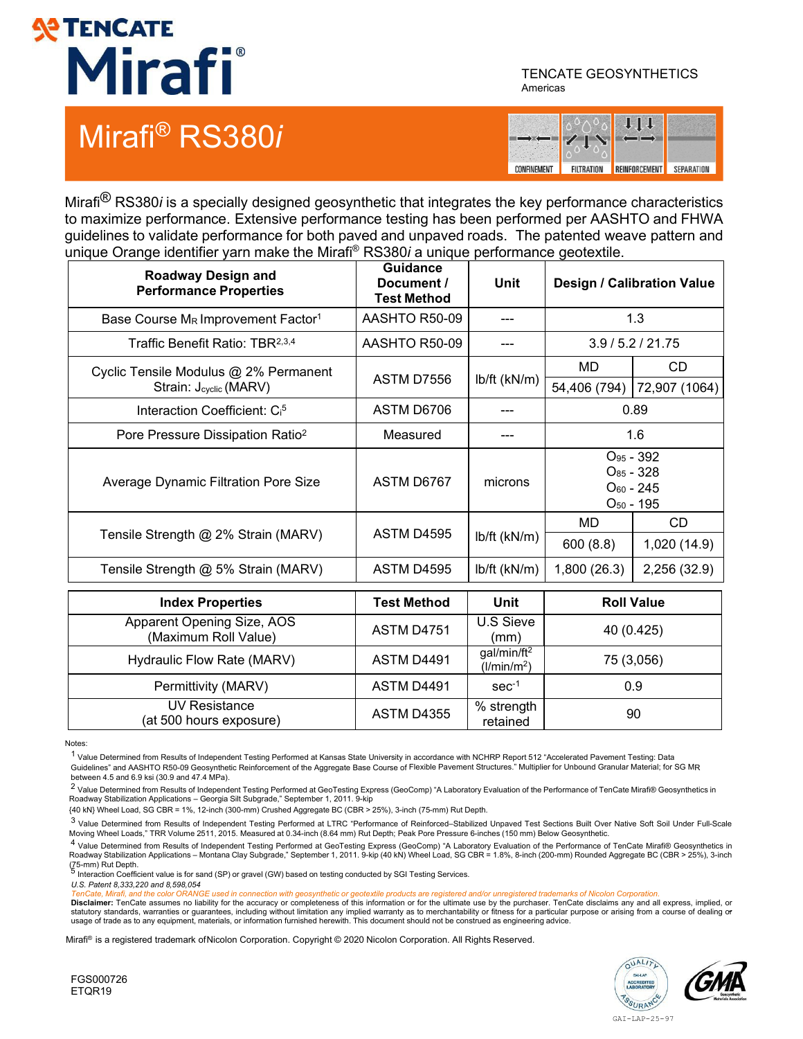TENCATE Mirafi®

TENCATE GEOSYNTHETICS
Americas

# Mirafi® RS380*i*

CONFINEMENT | FILTRATION | REINFORCEMENT | SEPARATION

Mirafi® RS380*i* is a specially designed geosynthetic that integrates the key performance characteristics to maximize performance. Extensive performance testing has been performed per AASHTO and FHWA guidelines to validate performance for both paved and unpaved roads. The patented weave pattern and unique Orange identifier yarn make the Mirafi® RS380*i* a unique performance geotextile.

| Roadway Design and Performance Properties | Guidance Document / Test Method | Unit | Design / Calibration Value | |
|---|---|---|---|---|
| Base Course $M_R$ Improvement Factor[1] | AASHTO R50-09 | --- | 1.3 | |
| Traffic Benefit Ratio: TBR[2,3,4] | AASHTO R50-09 | --- | 3.9 / 5.2 / 21.75 | |
| Cyclic Tensile Modulus @ 2% Permanent Strain: $J_{cyclic}$ (MARV) | ASTM D7556 | lb/ft (kN/m) | MD | CD |
| | | | 54,406 (794) | 72,907 (1064) |
| Interaction Coefficient: $C_i$[5] | ASTM D6706 | --- | 0.89 | |
| Pore Pressure Dissipation Ratio[2] | Measured | --- | 1.6 | |
| Average Dynamic Filtration Pore Size | ASTM D6767 | microns | $O_{95}$ - 392<br>$O_{85}$ - 328<br>$O_{60}$ - 245<br>$O_{50}$ - 195 | |
| Tensile Strength @ 2% Strain (MARV) | ASTM D4595 | lb/ft (kN/m) | MD | CD |
| | | | 600 (8.8) | 1,020 (14.9) |
| Tensile Strength @ 5% Strain (MARV) | ASTM D4595 | lb/ft (kN/m) | 1,800 (26.3) | 2,256 (32.9) |

| Index Properties | Test Method | Unit | Roll Value |
|---|---|---|---|
| Apparent Opening Size, AOS (Maximum Roll Value) | ASTM D4751 | U.S Sieve (mm) | 40 (0.425) |
| Hydraulic Flow Rate (MARV) | ASTM D4491 | gal/min/ft² (l/min/m²) | 75 (3,056) |
| Permittivity (MARV) | ASTM D4491 | sec⁻¹ | 0.9 |
| UV Resistance (at 500 hours exposure) | ASTM D4355 | % strength retained | 90 |

Notes:

1 Value Determined from Results of Independent Testing Performed at Kansas State University in accordance with NCHRP Report 512 "Accelerated Pavement Testing: Data Guidelines" and AASHTO R50-09 Geosynthetic Reinforcement of the Aggregate Base Course of Flexible Pavement Structures." Multiplier for Unbound Granular Material; for SG MR between 4.5 and 6.9 ksi (30.9 and 47.4 MPa).

2 Value Determined from Results of Independent Testing Performed at GeoTesting Express (GeoComp) "A Laboratory Evaluation of the Performance of TenCate Mirafi® Geosynthetics in Roadway Stabilization Applications – Georgia Silt Subgrade," September 1, 2011. 9-kip (40 kN) Wheel Load, SG CBR = 1%, 12-inch (300-mm) Crushed Aggregate BC (CBR > 25%), 3-inch (75-mm) Rut Depth.

3 Value Determined from Results of Independent Testing Performed at LTRC "Performance of Reinforced–Stabilized Unpaved Test Sections Built Over Native Soft Soil Under Full-Scale Moving Wheel Loads," TRR Volume 2511, 2015. Measured at 0.34-inch (8.64 mm) Rut Depth; Peak Pore Pressure 6-inches (150 mm) Below Geosynthetic.

4 Value Determined from Results of Independent Testing Performed at GeoTesting Express (GeoComp) "A Laboratory Evaluation of the Performance of TenCate Mirafi® Geosynthetics in Roadway Stabilization Applications – Montana Clay Subgrade," September 1, 2011. 9-kip (40 kN) Wheel Load, SG CBR = 1.8%, 8-inch (200-mm) Rounded Aggregate BC (CBR > 25%), 3-inch (75-mm) Rut Depth.

5 Interaction Coefficient value is for sand (SP) or gravel (GW) based on testing conducted by SGI Testing Services.

*U.S. Patent 8,333,220 and 8,598,054*

*TenCate, Mirafi, and the color ORANGE used in connection with geosynthetic or geotextile products are registered and/or unregistered trademarks of Nicolon Corporation.*

**Disclaimer:** TenCate assumes no liability for the accuracy or completeness of this information or for the ultimate use by the purchaser. TenCate disclaims any and all express, implied, or statutory standards, warranties or guarantees, including without limitation any implied warranty as to merchantability or fitness for a particular purpose or arising from a course of dealing or usage of trade as to any equipment, materials, or information furnished herewith. This document should not be construed as engineering advice.

Mirafi® is a registered trademark of Nicolon Corporation. Copyright © 2020 Nicolon Corporation. All Rights Reserved.

FGS000726
ETQR19

GAI-LAP-25-97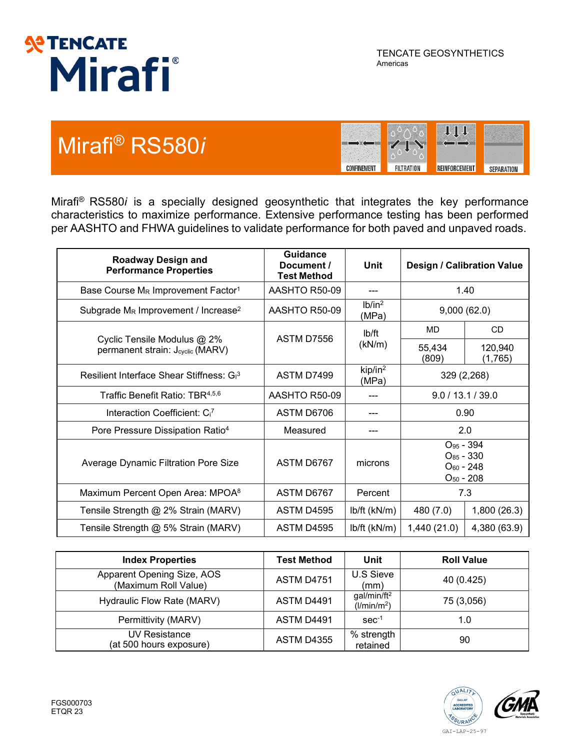TENCATE GEOSYNTHETICS
Americas

# Mirafi® RS580*i*

CONFINEMENT | FILTRATION | REINFORCEMENT | SEPARATION

Mirafi® RS580*i* is a specially designed geosynthetic that integrates the key performance characteristics to maximize performance. Extensive performance testing has been performed per AASHTO and FHWA guidelines to validate performance for both paved and unpaved roads.

| Roadway Design and Performance Properties | Guidance Document / Test Method | Unit | Design / Calibration Value | |
|---|---|---|---|---|
| Base Course $M_R$ Improvement Factor[1] | AASHTO R50-09 | --- | 1.40 | |
| Subgrade $M_R$ Improvement / Increase[2] | AASHTO R50-09 | lb/in² (MPa) | 9,000 (62.0) | |
| Cyclic Tensile Modulus @ 2% permanent strain: $J_{cyclic}$ (MARV) | ASTM D7556 | lb/ft (kN/m) | MD | CD |
| | | | 55,434 (809) | 120,940 (1,765) |
| Resilient Interface Shear Stiffness: $G_I$[3] | ASTM D7499 | kip/in² (MPa) | 329 (2,268) | |
| Traffic Benefit Ratio: TBR[4,5,6] | AASHTO R50-09 | --- | 9.0 / 13.1 / 39.0 | |
| Interaction Coefficient: $C_i$[7] | ASTM D6706 | --- | 0.90 | |
| Pore Pressure Dissipation Ratio[4] | Measured | --- | 2.0 | |
| Average Dynamic Filtration Pore Size | ASTM D6767 | microns | $O_{95}$ - 394<br>$O_{85}$ - 330<br>$O_{60}$ - 248<br>$O_{50}$ - 208 | |
| Maximum Percent Open Area: MPOA[8] | ASTM D6767 | Percent | 7.3 | |
| Tensile Strength @ 2% Strain (MARV) | ASTM D4595 | lb/ft (kN/m) | 480 (7.0) | 1,800 (26.3) |
| Tensile Strength @ 5% Strain (MARV) | ASTM D4595 | lb/ft (kN/m) | 1,440 (21.0) | 4,380 (63.9) |

| Index Properties | Test Method | Unit | Roll Value |
|---|---|---|---|
| Apparent Opening Size, AOS (Maximum Roll Value) | ASTM D4751 | U.S Sieve (mm) | 40 (0.425) |
| Hydraulic Flow Rate (MARV) | ASTM D4491 | gal/min/ft² (l/min/m²) | 75 (3,056) |
| Permittivity (MARV) | ASTM D4491 | sec⁻¹ | 1.0 |
| UV Resistance (at 500 hours exposure) | ASTM D4355 | % strength retained | 90 |

FGS000703
ETQR 23

GAI-LAP-25-97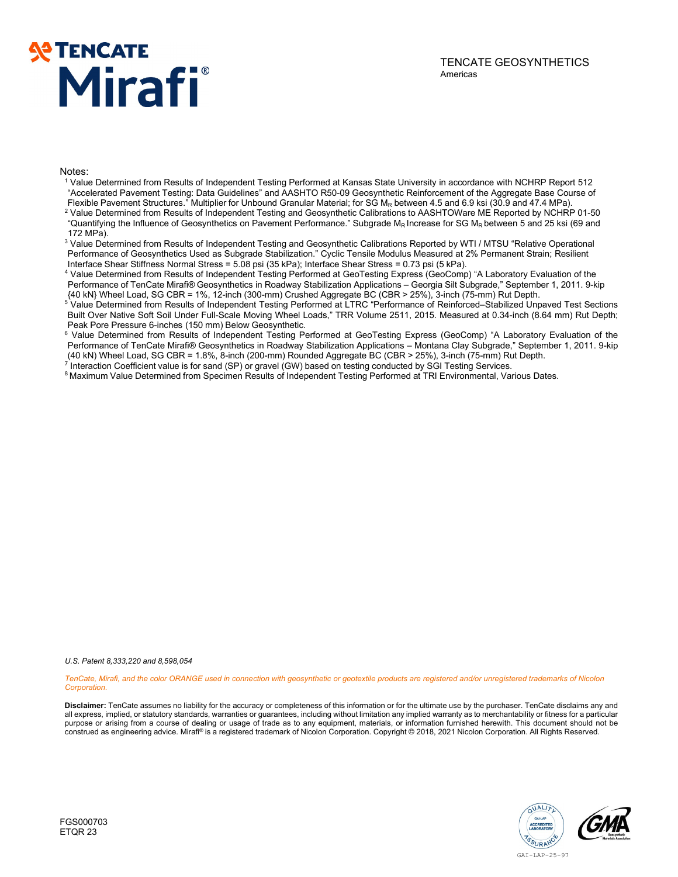TENCATE GEOSYNTHETICS
Americas

Notes:

[1] Value Determined from Results of Independent Testing Performed at Kansas State University in accordance with NCHRP Report 512 "Accelerated Pavement Testing: Data Guidelines" and AASHTO R50-09 Geosynthetic Reinforcement of the Aggregate Base Course of Flexible Pavement Structures." Multiplier for Unbound Granular Material; for SG $M_R$ between 4.5 and 6.9 ksi (30.9 and 47.4 MPa).

[2] Value Determined from Results of Independent Testing and Geosynthetic Calibrations to AASHTOWare ME Reported by NCHRP 01-50 "Quantifying the Influence of Geosynthetics on Pavement Performance." Subgrade $M_R$ Increase for SG $M_R$ between 5 and 25 ksi (69 and 172 MPa).

[3] Value Determined from Results of Independent Testing and Geosynthetic Calibrations Reported by WTI / MTSU "Relative Operational Performance of Geosynthetics Used as Subgrade Stabilization." Cyclic Tensile Modulus Measured at 2% Permanent Strain; Resilient Interface Shear Stiffness Normal Stress = 5.08 psi (35 kPa); Interface Shear Stress = 0.73 psi (5 kPa).

[4] Value Determined from Results of Independent Testing Performed at GeoTesting Express (GeoComp) "A Laboratory Evaluation of the Performance of TenCate Mirafi® Geosynthetics in Roadway Stabilization Applications – Georgia Silt Subgrade," September 1, 2011. 9-kip {40 kN} Wheel Load, SG CBR = 1%, 12-inch (300-mm) Crushed Aggregate BC (CBR > 25%), 3-inch (75-mm) Rut Depth.

[5] Value Determined from Results of Independent Testing Performed at LTRC "Performance of Reinforced–Stabilized Unpaved Test Sections Built Over Native Soft Soil Under Full-Scale Moving Wheel Loads," TRR Volume 2511, 2015. Measured at 0.34-inch (8.64 mm) Rut Depth; Peak Pore Pressure 6-inches (150 mm) Below Geosynthetic.

[6] Value Determined from Results of Independent Testing Performed at GeoTesting Express (GeoComp) "A Laboratory Evaluation of the Performance of TenCate Mirafi® Geosynthetics in Roadway Stabilization Applications – Montana Clay Subgrade," September 1, 2011. 9-kip (40 kN) Wheel Load, SG CBR = 1.8%, 8-inch (200-mm) Rounded Aggregate BC (CBR > 25%), 3-inch (75-mm) Rut Depth.

[7] Interaction Coefficient value is for sand (SP) or gravel (GW) based on testing conducted by SGI Testing Services.

[8] Maximum Value Determined from Specimen Results of Independent Testing Performed at TRI Environmental, Various Dates.

*U.S. Patent 8,333,220 and 8,598,054*

*TenCate, Mirafi, and the color ORANGE used in connection with geosynthetic or geotextile products are registered and/or unregistered trademarks of Nicolon Corporation.*

**Disclaimer:** TenCate assumes no liability for the accuracy or completeness of this information or for the ultimate use by the purchaser. TenCate disclaims any and all express, implied, or statutory standards, warranties or guarantees, including without limitation any implied warranty as to merchantability or fitness for a particular purpose or arising from a course of dealing or usage of trade as to any equipment, materials, or information furnished herewith. This document should not be construed as engineering advice. Mirafi® is a registered trademark of Nicolon Corporation. Copyright © 2018, 2021 Nicolon Corporation. All Rights Reserved.

FGS000703
ETQR 23

GAI-LAP-25-97